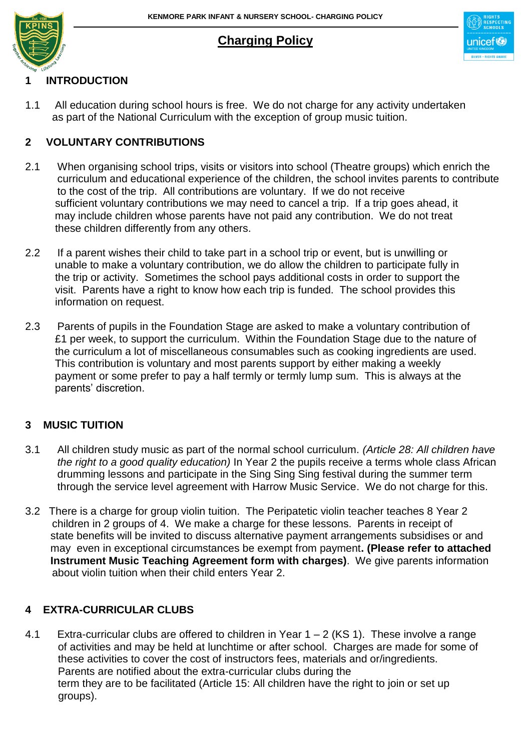# Charging Policy

## 1 INTRODUCTION

1.1 All education during school hours is free. We do not charge for any activity undertaken as part of the National Curriculum with the exception of group music tuition.

## 2 VOLUNTARY CONTRIBUTIONS

2.1 When organising school trips, visits or visitors into school (Theatre groups) which enrich the curriculum and educational experience of the children, the school invites parents to contribute to the cost of the trip. All contributions are voluntary. If we do not receive sufficient voluntary contributions we may need to cancel a trip. If a trip goes ahead, it may include children whose parents have not paid any contribution. We do not treat these children differently from any others.

2.2 If a parent wishes their child to take part in a school trip or event, but is unwilling or unable to make a voluntary contribution, we do allow the children to participate fully in the trip or activity. Sometimes the school pays additional costs in order to support the visit. Parents have a right to know how each trip is funded. The school provides this information on request.

2.3 Parents of pupils in the Foundation Stage are asked to make a voluntary contribution of £1 per week, to support the curriculum. Within the Foundation Stage due to the nature of the curriculum a lot of miscellaneous consumables such as cooking ingredients are used. This contribution is voluntary and most parents support by either making a weekly payment or some prefer to pay a half termly or termly lump sum. This is always at the parents' discretion.

## 3 MUSIC TUITION

3.1 All children study music as part of the normal school curriculum. *(Article 28: All children have the right to a good quality education)* In Year 2 the pupils receive a terms whole class African drumming lessons and participate in the Sing Sing Sing festival during the summer term through the service level agreement with Harrow Music Service. We do not charge for this.

3.2 There is a charge for group violin tuition. The Peripatetic violin teacher teaches 8 Year 2 children in 2 groups of 4. We make a charge for these lessons. Parents in receipt of state benefits will be invited to discuss alternative payment arrangements subsidises or and may even in exceptional circumstances be exempt from payment**. (Please refer to attached Instrument Music Teaching Agreement form with charges)**. We give parents information about violin tuition when their child enters Year 2.

## 4 EXTRA-CURRICULAR CLUBS

4.1 Extra-curricular clubs are offered to children in Year 1 – 2 (KS 1). These involve a range of activities and may be held at lunchtime or after school. Charges are made for some of these activities to cover the cost of instructors fees, materials and or/ingredients. Parents are notified about the extra-curricular clubs during the term they are to be facilitated (Article 15: All children have the right to join or set up groups).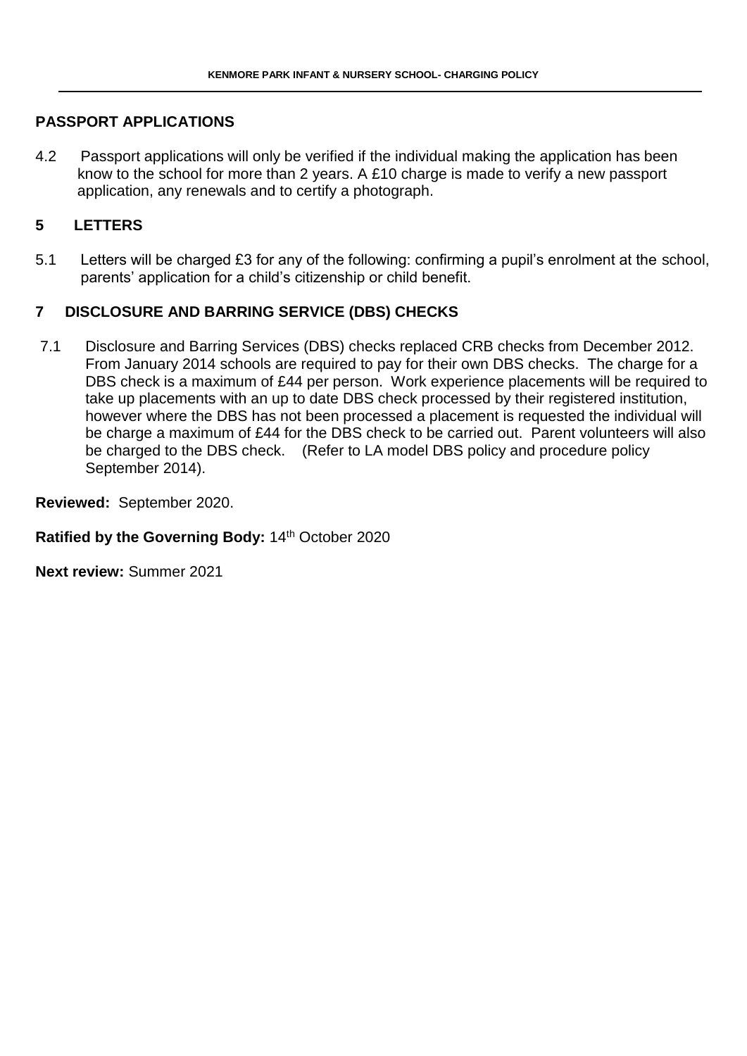## PASSPORT APPLICATIONS

4.2 Passport applications will only be verified if the individual making the application has been know to the school for more than 2 years. A £10 charge is made to verify a new passport application, any renewals and to certify a photograph.

## 5 LETTERS

5.1 Letters will be charged £3 for any of the following: confirming a pupil's enrolment at the school, parents' application for a child's citizenship or child benefit.

## 7 DISCLOSURE AND BARRING SERVICE (DBS) CHECKS

7.1 Disclosure and Barring Services (DBS) checks replaced CRB checks from December 2012. From January 2014 schools are required to pay for their own DBS checks. The charge for a DBS check is a maximum of £44 per person. Work experience placements will be required to take up placements with an up to date DBS check processed by their registered institution, however where the DBS has not been processed a placement is requested the individual will be charge a maximum of £44 for the DBS check to be carried out. Parent volunteers will also be charged to the DBS check. (Refer to LA model DBS policy and procedure policy September 2014).

**Reviewed:** September 2020.

**Ratified by the Governing Body:** 14th October 2020

**Next review:** Summer 2021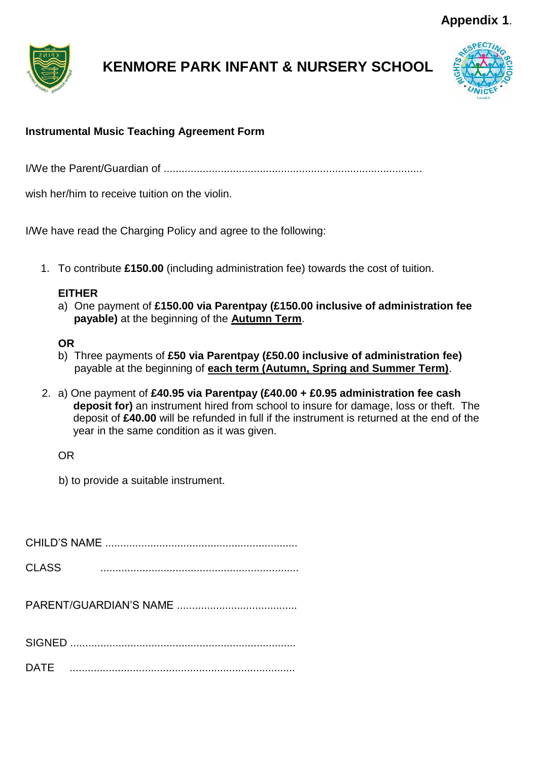**Appendix 1**.

# KENMORE PARK INFANT & NURSERY SCHOOL

**Instrumental Music Teaching Agreement Form**

I/We the Parent/Guardian of .....................................................................................

wish her/him to receive tuition on the violin.

I/We have read the Charging Policy and agree to the following:

1. To contribute **£150.00** (including administration fee) towards the cost of tuition.

   **EITHER**

   a) One payment of **£150.00 via Parentpay (£150.00 inclusive of administration fee payable)** at the beginning of the **<u>Autumn Term</u>**.

   **OR**

   b) Three payments of **£50 via Parentpay (£50.00 inclusive of administration fee)** payable at the beginning of **<u>each term (Autumn, Spring and Summer Term)</u>**.

2. a) One payment of **£40.95 via Parentpay (£40.00 + £0.95 administration fee cash deposit for)** an instrument hired from school to insure for damage, loss or theft. The deposit of **£40.00** will be refunded in full if the instrument is returned at the end of the year in the same condition as it was given.

   OR

   b) to provide a suitable instrument.

CHILD'S NAME ..............................................................

CLASS ...............................................................

PARENT/GUARDIAN'S NAME .......................................

SIGNED ........................................................................

DATE ........................................................................